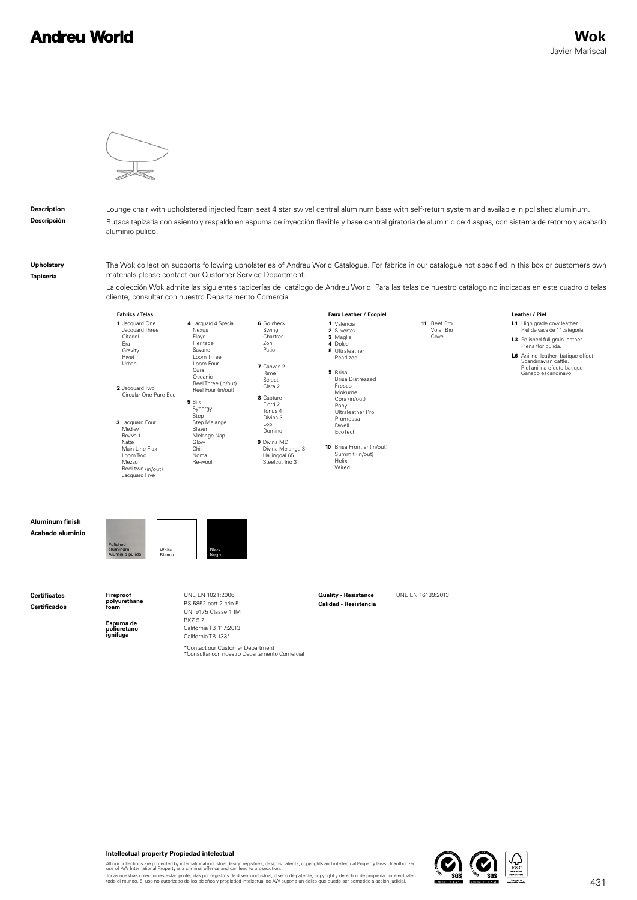# Andreu World

## Wok

Javier Mariscal

**Description**

Lounge chair with upholstered injected foam seat 4 star swivel central aluminum base with self-return system and available in polished aluminum.

**Descripción**

Butaca tapizada con asiento y respaldo en espuma de inyección flexible y base central giratoria de aluminio de 4 aspas, con sistema de retorno y acabado aluminio pulido.

**Upholstery**

**Tapicería**

The Wok collection supports following upholsteries of Andreu World Catalogue. For fabrics in our catalogue not specified in this box or customers own materials please contact our Customer Service Department.

La colección Wok admite las siguientes tapicerías del catálogo de Andreu World. Para las telas de nuestro catálogo no indicadas en este cuadro o telas cliente, consultar con nuestro Departamento Comercial.

**Fabrics / Telas**

**1** Jacquard One, Jacquard Three, Citadel, Era, Gravity, Rivet, Urban

**2** Jacquard Two, Circular One Pure Eco

**3** Jacquard Four, Medley, Revive 1, Natte, Main Line Flax, Loom Two, Mezzo, Reel two (in/out), Jacquard Five

**4** Jacquard 4 Special, Nexus, Floyd, Heritage, Savane, Loom Three, Loom Four, Cura, Oceanic, Reel Three (in/out), Reel Four (in/out)

**5** Silk, Synergy, Step, Step Melange, Blazer, Melange Nap, Glow, Chili, Noma, Re-wool

**6** Go check, Swing, Chartres, Zori, Patio

**7** Canvas 2, Rime, Select, Clara 2

**8** Capture, Fiord 2, Tonus 4, Divina 3, Lopi, Domino

**9** Divina MD, Divina Melange 3, Hallingdal 65, Steelcut Trio 3

**Faux Leather / Ecopiel**

**1** Valencia

**2** Silvertex

**3** Maglia

**4** Dolce

**8** Ultraleather, Pearlized

**9** Brisa, Brisa Distressed, Fresco, Mokume, Cora (in/out), Pony, Ultraleather Pro, Promessa, Dwell, EcoTech

**10** Brisa Frontier (in/out), Summit (in/out), Helix, Wired

**11** Reef Pro, Volar Bio, Cove

**Leather / Piel**

**L1** High grade cow leather. Piel de vaca de 1ª categoría.

**L3** Polished full grain leather. Plena flor pulida.

**L6** Aniline leather batique-effect. Scandinavian cattle. Piel anilina efecto batique. Ganado escandinavo.

**Aluminum finish**

**Acabado aluminio**

Polished aluminum / Aluminio pulido — White / Blanco — Black / Negro

**Certificates**

**Certificados**

**Fireproof polyurethane foam**

**Espuma de poliuretano ignífuga**

UNE EN 1021:2006
BS 5852 part 2 crib 5
UNI 9175 Classe 1 IM
BKZ 5.2
California TB 117:2013
California TB 133*

*Contact our Customer Department
*Consultar con nuestro Departamento Comercial

**Quality - Resistance**

**Calidad - Resistencia**

UNE EN 16139:2013

**Intellectual property Propiedad intelectual**

All our collections are protected by international industrial design registries, designs patents, copyrights and intellectual Property laws.Unauthorized use of AW International Property is a criminal offence and can lead to prosecution.

Todas nuestras colecciones están protegidas por registros de diseño industrial, diseño de patente, copyright y derechos de propiedad intelectualen todo el mundo. El uso no autorizado de los diseños y propiedad intelectual de AW supone un delito que puede ser sometido a acción judicial.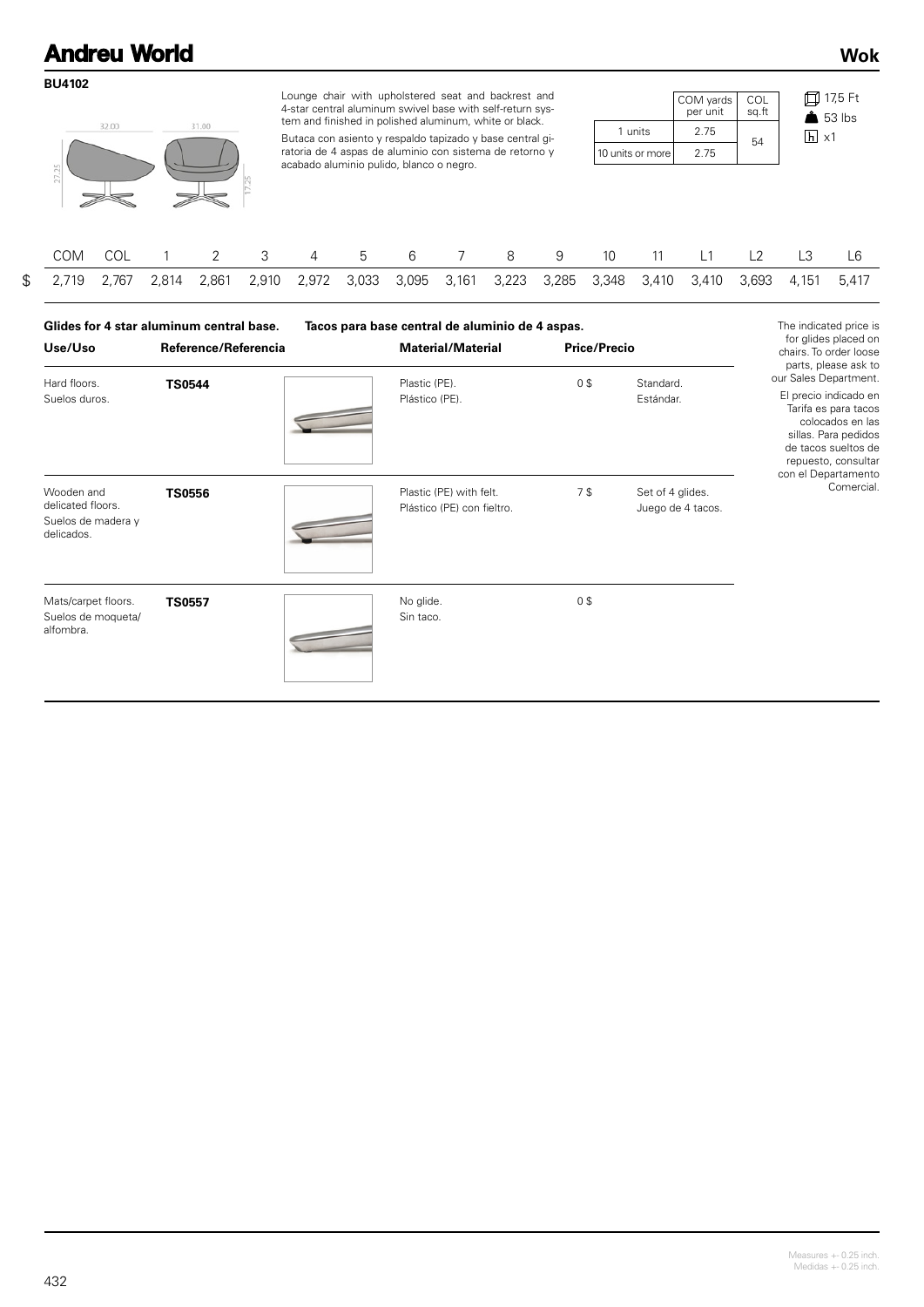# Andreu World

## Wok

### BU4102

32.00 31.00 27.25 17.25

Lounge chair with upholstered seat and backrest and 4-star central aluminum swivel base with self-return system and finished in polished aluminum, white or black.

Butaca con asiento y respaldo tapizado y base central giratoria de 4 aspas de aluminio con sistema de retorno y acabado aluminio pulido, blanco o negro.

| | COM yards per unit | COL sq.ft |
|---|---|---|
| 1 units | 2.75 | 54 |
| 10 units or more | 2.75 | |

17,5 Ft
53 lbs
x1

| | COM | COL | 1 | 2 | 3 | 4 | 5 | 6 | 7 | 8 | 9 | 10 | 11 | L1 | L2 | L3 | L6 |
|---|---|---|---|---|---|---|---|---|---|---|---|---|---|---|---|---|---|
| $ | 2,719 | 2,767 | 2,814 | 2,861 | 2,910 | 2,972 | 3,033 | 3,095 | 3,161 | 3,223 | 3,285 | 3,348 | 3,410 | 3,410 | 3,693 | 4,151 | 5,417 |

**Glides for 4 star aluminum central base. Tacos para base central de aluminio de 4 aspas.**

| Use/Uso | Reference/Referencia | Material/Material | Price/Precio | |
|---|---|---|---|---|
| Hard floors. Suelos duros. | **TS0544** | Plastic (PE). Plástico (PE). | 0 $ | Standard. Estándar. |
| Wooden and delicated floors. Suelos de madera y delicados. | **TS0556** | Plastic (PE) with felt. Plástico (PE) con fieltro. | 7 $ | Set of 4 glides. Juego de 4 tacos. |
| Mats/carpet floors. Suelos de moqueta/alfombra. | **TS0557** | No glide. Sin taco. | 0 $ | |

The indicated price is for glides placed on chairs. To order loose parts, please ask to our Sales Department.

El precio indicado en Tarifa es para tacos colocados en las sillas. Para pedidos de tacos sueltos de repuesto, consultar con el Departamento Comercial.

Measures +- 0.25 inch.
Medidas +- 0.25 inch.